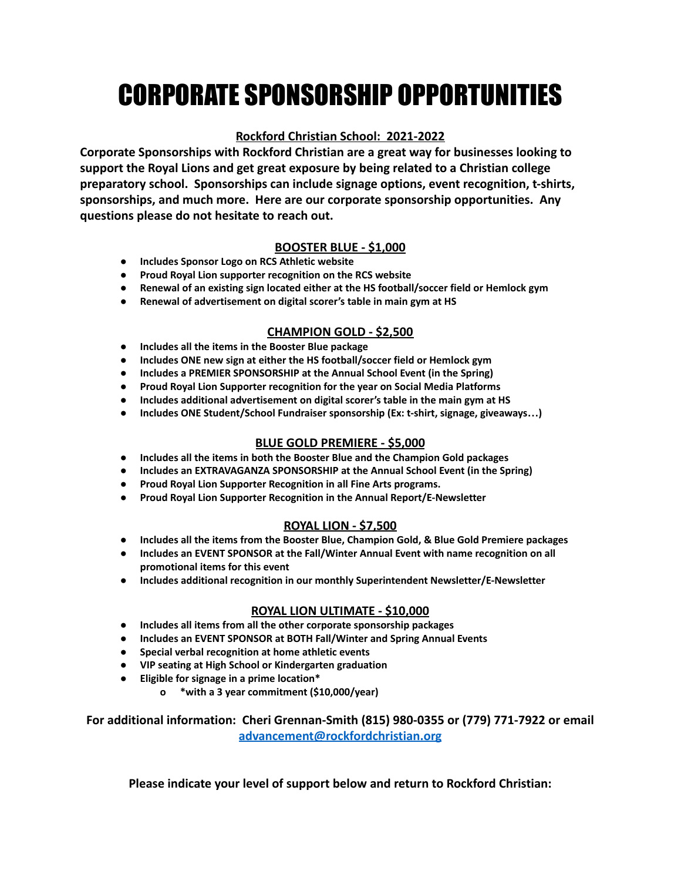# CORPORATE SPONSORSHIP OPPORTUNITIES

**Rockford Christian School: 2021-2022**

**Corporate Sponsorships with Rockford Christian are a great way for businesses looking to support the Royal Lions and get great exposure by being related to a Christian college preparatory school. Sponsorships can include signage options, event recognition, t-shirts, sponsorships, and much more. Here are our corporate sponsorship opportunities. Any questions please do not hesitate to reach out.**

## BOOSTER BLUE - $1,000

- **Includes Sponsor Logo on RCS Athletic website**
- **Proud Royal Lion supporter recognition on the RCS website**
- **Renewal of an existing sign located either at the HS football/soccer field or Hemlock gym**
- **Renewal of advertisement on digital scorer's table in main gym at HS**

## CHAMPION GOLD - $2,500

- **Includes all the items in the Booster Blue package**
- **Includes ONE new sign at either the HS football/soccer field or Hemlock gym**
- **Includes a PREMIER SPONSORSHIP at the Annual School Event (in the Spring)**
- **Proud Royal Lion Supporter recognition for the year on Social Media Platforms**
- **Includes additional advertisement on digital scorer's table in the main gym at HS**
- **Includes ONE Student/School Fundraiser sponsorship (Ex: t-shirt, signage, giveaways…)**

## BLUE GOLD PREMIERE - $5,000

- **Includes all the items in both the Booster Blue and the Champion Gold packages**
- **Includes an EXTRAVAGANZA SPONSORSHIP at the Annual School Event (in the Spring)**
- **Proud Royal Lion Supporter Recognition in all Fine Arts programs.**
- **Proud Royal Lion Supporter Recognition in the Annual Report/E-Newsletter**

## ROYAL LION - $7,500

- **Includes all the items from the Booster Blue, Champion Gold, & Blue Gold Premiere packages**
- **Includes an EVENT SPONSOR at the Fall/Winter Annual Event with name recognition on all promotional items for this event**
- **Includes additional recognition in our monthly Superintendent Newsletter/E-Newsletter**

## ROYAL LION ULTIMATE - $10,000

- **Includes all items from all the other corporate sponsorship packages**
- **Includes an EVENT SPONSOR at BOTH Fall/Winter and Spring Annual Events**
- **Special verbal recognition at home athletic events**
- **VIP seating at High School or Kindergarten graduation**
- **Eligible for signage in a prime location***
  - **\*with a 3 year commitment ($10,000/year)**

**For additional information: Cheri Grennan-Smith (815) 980-0355 or (779) 771-7922 or email [advancement@rockfordchristian.org](mailto:advancement@rockfordchristian.org)**

**Please indicate your level of support below and return to Rockford Christian:**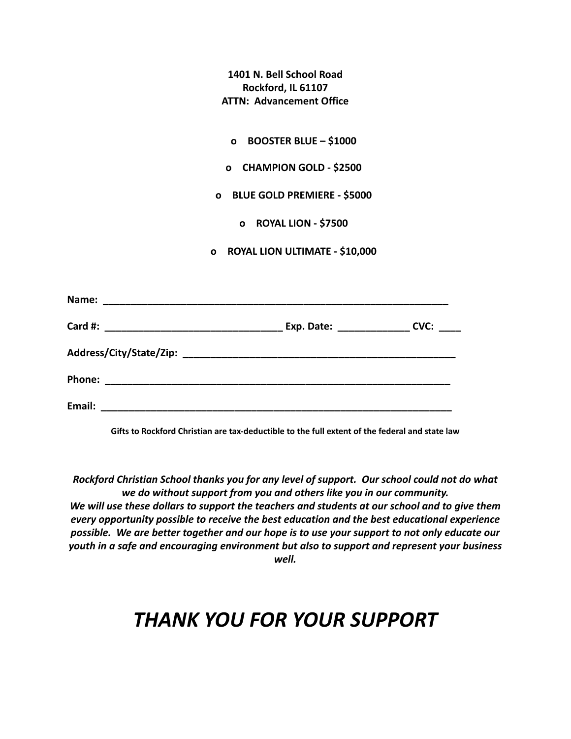**1401 N. Bell School Road**
**Rockford, IL 61107**
**ATTN: Advancement Office**

- **BOOSTER BLUE – $1000**
- **CHAMPION GOLD - $2500**
- **BLUE GOLD PREMIERE - $5000**
- **ROYAL LION - $7500**
- **ROYAL LION ULTIMATE - $10,000**

**Name:** ________________________________________________________________

**Card #:** ________________________________ **Exp. Date:** _____________ **CVC:** ____

**Address/City/State/Zip:** __________________________________________________

**Phone:** ________________________________________________________________

**Email:** _________________________________________________________________

**Gifts to Rockford Christian are tax-deductible to the full extent of the federal and state law**

***Rockford Christian School thanks you for any level of support. Our school could not do what we do without support from you and others like you in our community.***
***We will use these dollars to support the teachers and students at our school and to give them every opportunity possible to receive the best education and the best educational experience possible. We are better together and our hope is to use your support to not only educate our youth in a safe and encouraging environment but also to support and represent your business well.***

# *THANK YOU FOR YOUR SUPPORT*